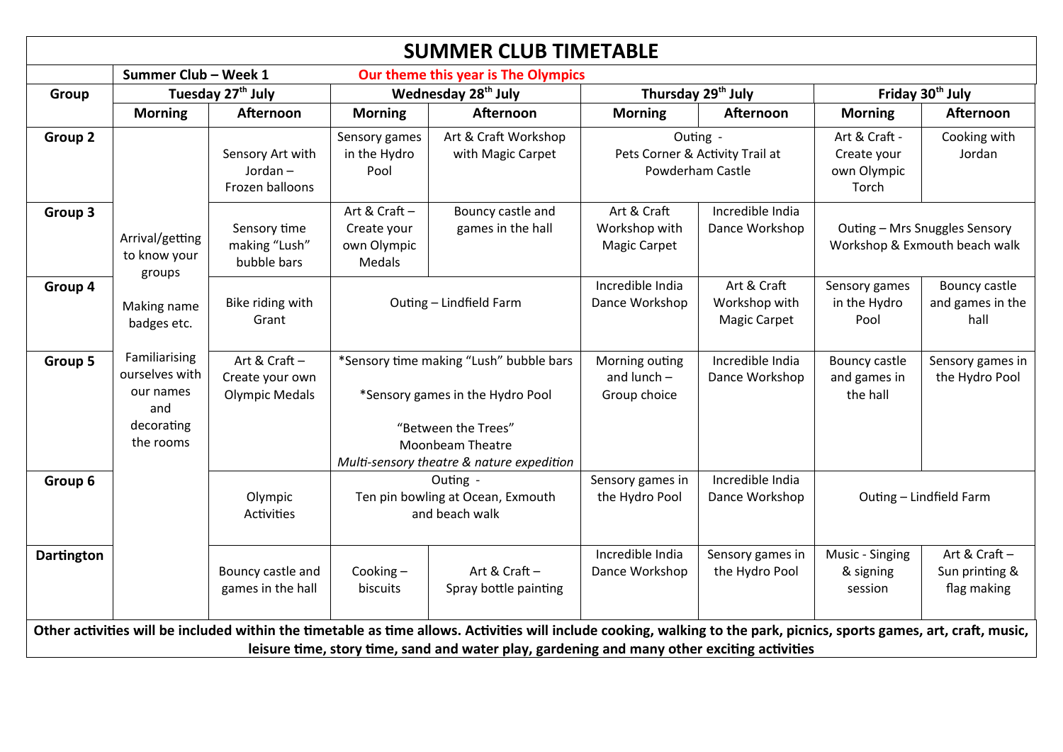# SUMMER CLUB TIMETABLE

**Summer Club – Week 1** **Our theme this year is The Olympics**

| Group | Tuesday 27th July | | Wednesday 28th July | | Thursday 29th July | | Friday 30th July | |
|---|---|---|---|---|---|---|---|---|
| | **Morning** | **Afternoon** | **Morning** | **Afternoon** | **Morning** | **Afternoon** | **Morning** | **Afternoon** |
| **Group 2** | Arrival/getting to know your groups<br><br>Making name badges etc.<br><br>Familiarising ourselves with our names and decorating the rooms | Sensory Art with Jordan – Frozen balloons | Sensory games in the Hydro Pool | Art & Craft Workshop with Magic Carpet | Outing - Pets Corner & Activity Trail at Powderham Castle | | Art & Craft - Create your own Olympic Torch | Cooking with Jordan |
| **Group 3** | | Sensory time making "Lush" bubble bars | Art & Craft – Create your own Olympic Medals | Bouncy castle and games in the hall | Art & Craft Workshop with Magic Carpet | Incredible India Dance Workshop | Outing – Mrs Snuggles Sensory Workshop & Exmouth beach walk | |
| **Group 4** | | Bike riding with Grant | Outing – Lindfield Farm | | Incredible India Dance Workshop | Art & Craft Workshop with Magic Carpet | Sensory games in the Hydro Pool | Bouncy castle and games in the hall |
| **Group 5** | | Art & Craft – Create your own Olympic Medals | *Sensory time making "Lush" bubble bars<br><br>*Sensory games in the Hydro Pool<br><br>"Between the Trees" Moonbeam Theatre<br>*Multi-sensory theatre & nature expedition* | | Morning outing and lunch – Group choice | Incredible India Dance Workshop | Bouncy castle and games in the hall | Sensory games in the Hydro Pool |
| **Group 6** | | Olympic Activities | Outing - Ten pin bowling at Ocean, Exmouth and beach walk | | Sensory games in the Hydro Pool | Incredible India Dance Workshop | Outing – Lindfield Farm | |
| **Dartington** | | Bouncy castle and games in the hall | Cooking – biscuits | Art & Craft – Spray bottle painting | Incredible India Dance Workshop | Sensory games in the Hydro Pool | Music - Singing & signing session | Art & Craft – Sun printing & flag making |

**Other activities will be included within the timetable as time allows. Activities will include cooking, walking to the park, picnics, sports games, art, craft, music, leisure time, story time, sand and water play, gardening and many other exciting activities**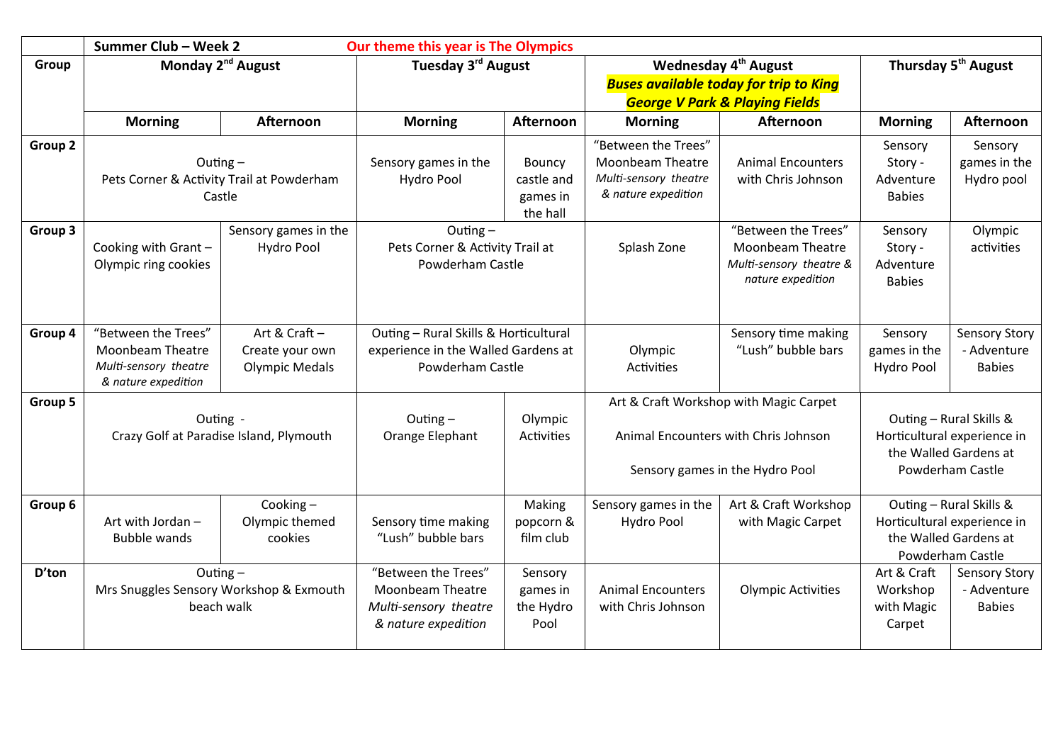| Group | Summer Club – Week 2 | | Our theme this year is The Olympics | | | | | |
|---|---|---|---|---|---|---|---|---|
| Group | Monday 2nd August | | Tuesday 3rd August | | Wednesday 4th August ***Buses available today for trip to King George V Park & Playing Fields*** | | Thursday 5th August | |
| | **Morning** | **Afternoon** | **Morning** | **Afternoon** | **Morning** | **Afternoon** | **Morning** | **Afternoon** |
| **Group 2** | Outing – Pets Corner & Activity Trail at Powderham Castle | | Sensory games in the Hydro Pool | Bouncy castle and games in the hall | "Between the Trees" Moonbeam Theatre *Multi-sensory theatre & nature expedition* | Animal Encounters with Chris Johnson | Sensory Story - Adventure Babies | Sensory games in the Hydro pool |
| **Group 3** | Cooking with Grant – Olympic ring cookies | Sensory games in the Hydro Pool | Outing – Pets Corner & Activity Trail at Powderham Castle | | Splash Zone | "Between the Trees" Moonbeam Theatre *Multi-sensory theatre & nature expedition* | Sensory Story - Adventure Babies | Olympic activities |
| **Group 4** | "Between the Trees" Moonbeam Theatre *Multi-sensory theatre & nature expedition* | Art & Craft – Create your own Olympic Medals | Outing – Rural Skills & Horticultural experience in the Walled Gardens at Powderham Castle | | Olympic Activities | Sensory time making "Lush" bubble bars | Sensory games in the Hydro Pool | Sensory Story - Adventure Babies |
| **Group 5** | Outing - Crazy Golf at Paradise Island, Plymouth | | Outing – Orange Elephant | Olympic Activities | Art & Craft Workshop with Magic Carpet<br>Animal Encounters with Chris Johnson<br>Sensory games in the Hydro Pool | | Outing – Rural Skills & Horticultural experience in the Walled Gardens at Powderham Castle | |
| **Group 6** | Art with Jordan – Bubble wands | Cooking – Olympic themed cookies | Sensory time making "Lush" bubble bars | Making popcorn & film club | Sensory games in the Hydro Pool | Art & Craft Workshop with Magic Carpet | Outing – Rural Skills & Horticultural experience in the Walled Gardens at Powderham Castle | |
| **D'ton** | Outing – Mrs Snuggles Sensory Workshop & Exmouth beach walk | | "Between the Trees" Moonbeam Theatre *Multi-sensory theatre & nature expedition* | Sensory games in the Hydro Pool | Animal Encounters with Chris Johnson | Olympic Activities | Art & Craft Workshop with Magic Carpet | Sensory Story - Adventure Babies |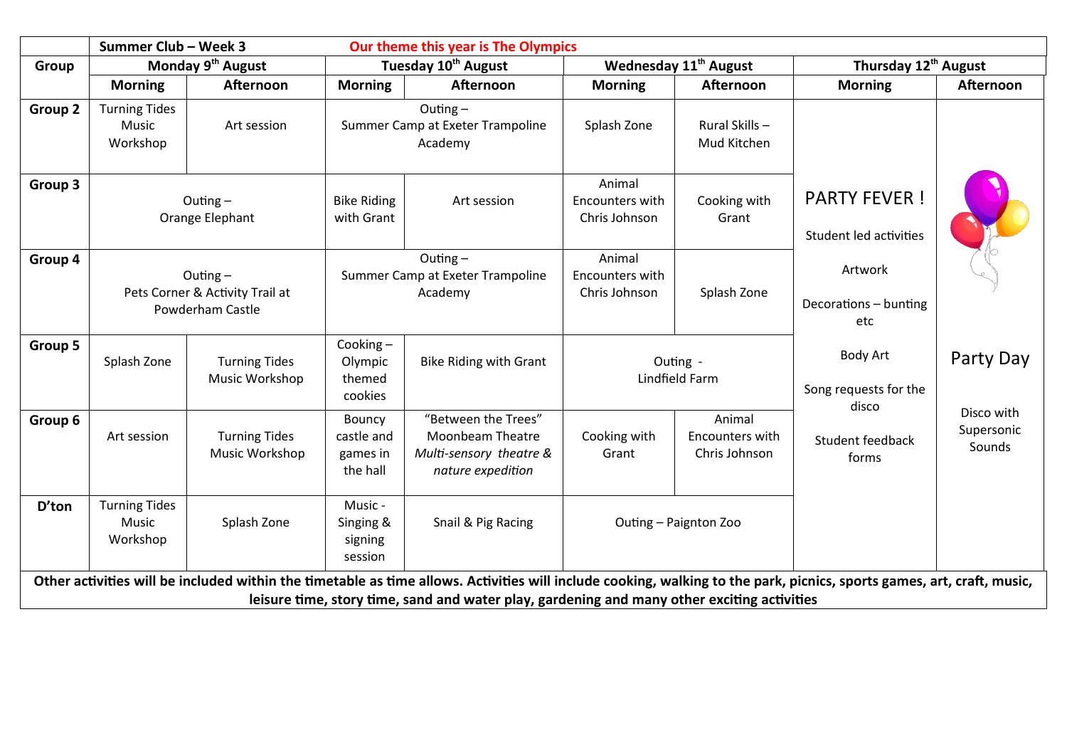| | | | | | | | | |
|---|---|---|---|---|---|---|---|---|
| | **Summer Club – Week 3** | **Our theme this year is The Olympics** | | | | | | |
| **Group** | **Monday 9th August** | | **Tuesday 10th August** | | **Wednesday 11th August** | | **Thursday 12th August** | |
| | **Morning** | **Afternoon** | **Morning** | **Afternoon** | **Morning** | **Afternoon** | **Morning** | **Afternoon** |
| **Group 2** | Turning Tides Music Workshop | Art session | Outing – Summer Camp at Exeter Trampoline Academy | | Splash Zone | Rural Skills – Mud Kitchen | PARTY FEVER ! Student led activities Artwork Decorations – bunting etc Body Art Song requests for the disco Student feedback forms | Party Day Disco with Supersonic Sounds |
| **Group 3** | Outing – Orange Elephant | | Bike Riding with Grant | Art session | Animal Encounters with Chris Johnson | Cooking with Grant | | |
| **Group 4** | Outing – Pets Corner & Activity Trail at Powderham Castle | | Outing – Summer Camp at Exeter Trampoline Academy | | Animal Encounters with Chris Johnson | Splash Zone | | |
| **Group 5** | Splash Zone | Turning Tides Music Workshop | Cooking – Olympic themed cookies | Bike Riding with Grant | Outing - Lindfield Farm | | | |
| **Group 6** | Art session | Turning Tides Music Workshop | Bouncy castle and games in the hall | "Between the Trees" Moonbeam Theatre *Multi-sensory theatre & nature expedition* | Cooking with Grant | Animal Encounters with Chris Johnson | | |
| **D'ton** | Turning Tides Music Workshop | Splash Zone | Music - Singing & signing session | Snail & Pig Racing | Outing – Paignton Zoo | | | |

**Other activities will be included within the timetable as time allows. Activities will include cooking, walking to the park, picnics, sports games, art, craft, music, leisure time, story time, sand and water play, gardening and many other exciting activities**